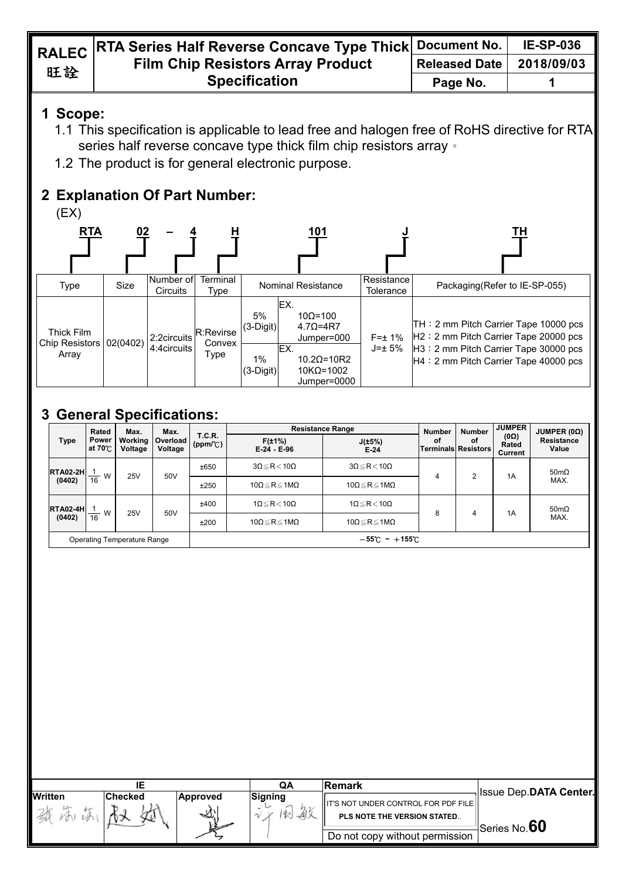| RALEC 旺詮 | RTA Series Half Reverse Concave Type Thick Film Chip Resistors Array Product Specification | Document No. | IE-SP-036 |
|---|---|---|---|
| | | Released Date | 2018/09/03 |

## 1 Scope:

1.1 This specification is applicable to lead free and halogen free of RoHS directive for RTA series half reverse concave type thick film chip resistors array。

1.2 The product is for general electronic purpose.

## 2 Explanation Of Part Number:

(EX)

| RTA | 02 | – 4 | H | 101 | | J | TH |
|---|---|---|---|---|---|---|---|
| Type | Size | Number of Circuits | Terminal Type | Nominal Resistance | | Resistance Tolerance | Packaging(Refer to IE-SP-055) |
| Thick Film Chip Resistors Array | 02(0402) | 2:2circuits<br>4:4circuits | R:Revirse Convex Type | 5% (3-Digit) | EX.<br>10Ω=100<br>4.7Ω=4R7<br>Jumper=000 | F=± 1%<br>J=± 5% | TH：2 mm Pitch Carrier Tape 10000 pcs<br>H2：2 mm Pitch Carrier Tape 20000 pcs<br>H3：2 mm Pitch Carrier Tape 30000 pcs<br>H4：2 mm Pitch Carrier Tape 40000 pcs |
| | | | | 1% (3-Digit) | EX.<br>10.2Ω=10R2<br>10KΩ=1002<br>Jumper=0000 | | |

## 3 General Specifications:

| Type | Rated Power at 70℃ | Max. Working Voltage | Max. Overload Voltage | T.C.R. (ppm/℃) | Resistance Range F(±1%) E-24、E-96 | Resistance Range J(±5%) E-24 | Number of Terminals | Number of Resistors | JUMPER (0Ω) Rated Current | JUMPER (0Ω) Resistance Value |
|---|---|---|---|---|---|---|---|---|---|---|
| RTA02-2H (0402) | $\frac{1}{16}$ W | 25V | 50V | ±650 | 3Ω≦R＜10Ω | 3Ω≦R＜10Ω | 4 | 2 | 1A | 50mΩ MAX. |
| | | | | ±250 | 10Ω≦R≦1MΩ | 10Ω≦R≦1MΩ | | | | |
| RTA02-4H (0402) | $\frac{1}{16}$ W | 25V | 50V | ±400 | 1Ω≦R＜10Ω | 1Ω≦R＜10Ω | 8 | 4 | 1A | 50mΩ MAX. |
| | | | | ±200 | 10Ω≦R≦1MΩ | 10Ω≦R≦1MΩ | | | | |
| Operating Temperature Range | | | | －55℃ ~ ＋155℃ | | | | | | |

| IE | | | QA | Remark | |
|---|---|---|---|---|---|
| Written | Checked | Approved | Signing | IT'S NOT UNDER CONTROL FOR PDF FILE<br>PLS NOTE THE VERSION STATED.. | Issue Dep.DATA Center. |
| | | | | Do not copy without permission | Series No.60 |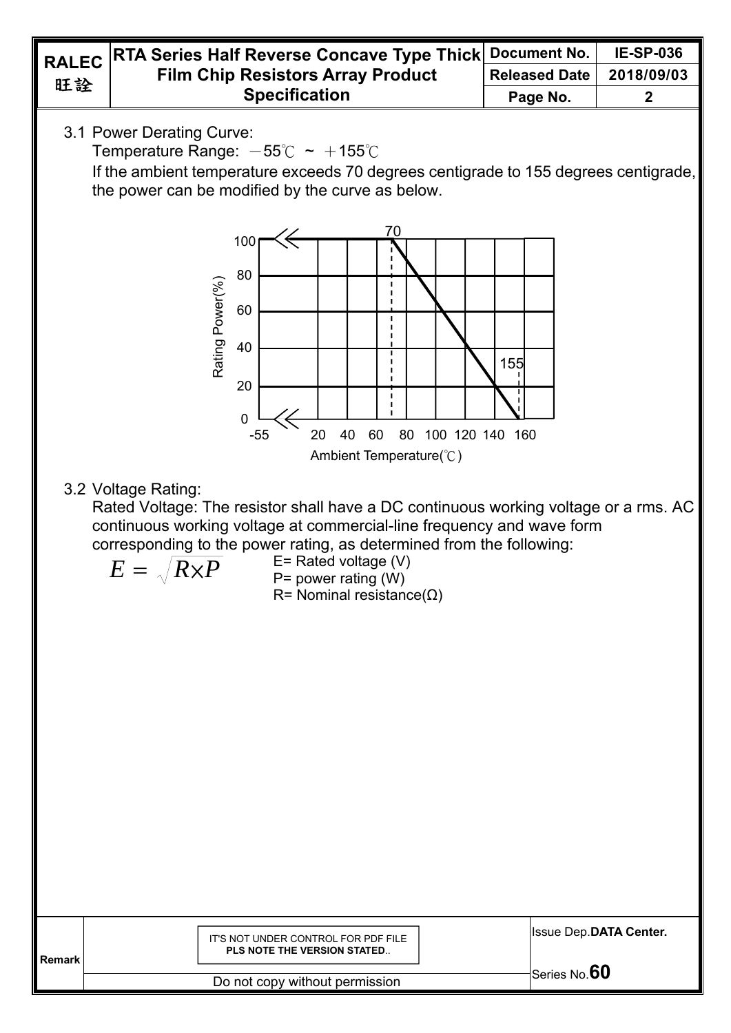3.1 Power Derating Curve:

Temperature Range: －55℃ ~ ＋155℃

If the ambient temperature exceeds 70 degrees centigrade to 155 degrees centigrade, the power can be modified by the curve as below.

3.2 Voltage Rating:

Rated Voltage: The resistor shall have a DC continuous working voltage or a rms. AC continuous working voltage at commercial-line frequency and wave form corresponding to the power rating, as determined from the following:

$$E = \sqrt{R \times P}$$

E= Rated voltage (V)

P= power rating (W)

R= Nominal resistance(Ω)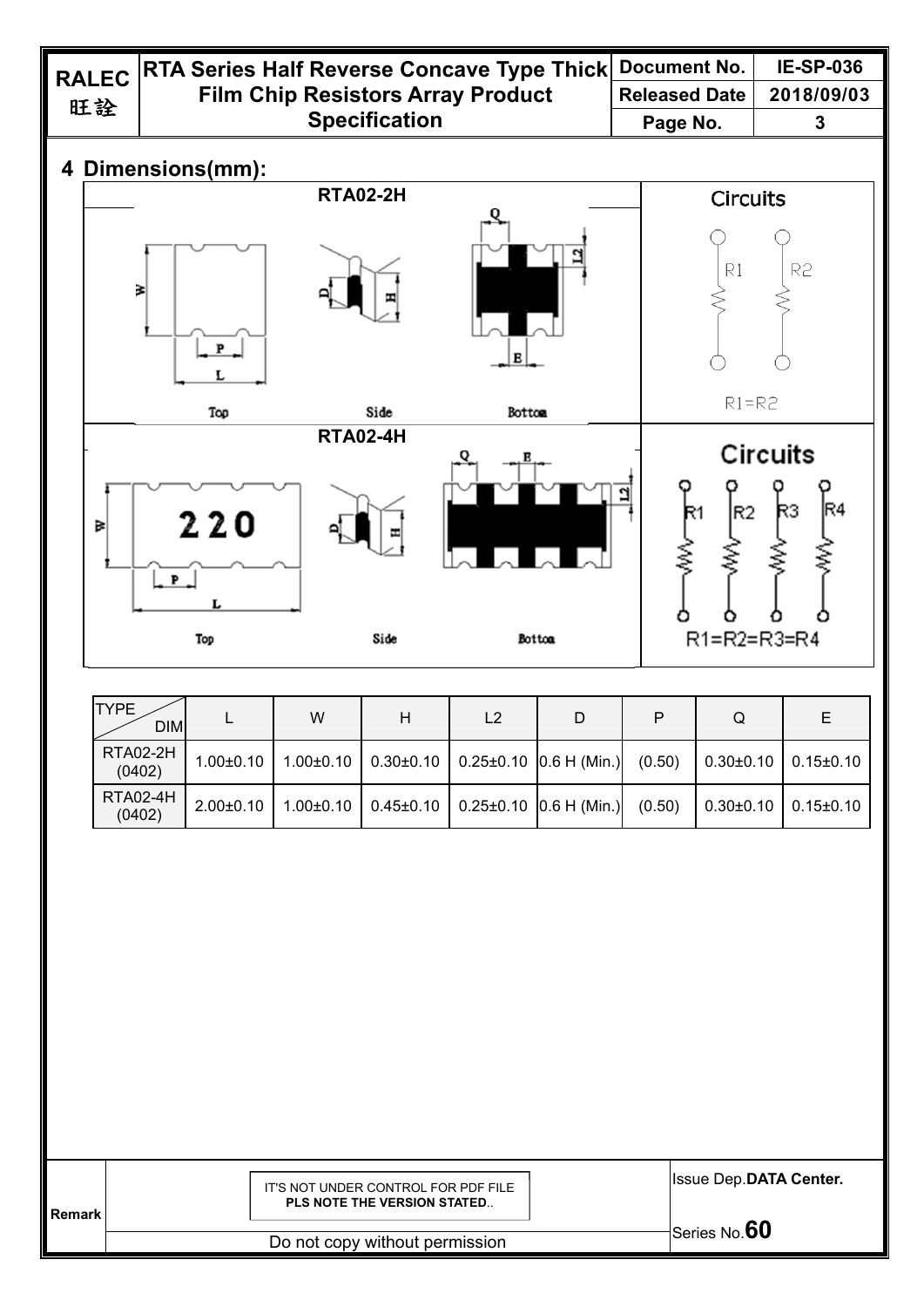## 4 Dimensions(mm):

**RTA02-2H**

Top Side Bottom

Circuits

R1=R2

**RTA02-4H**

Top Side Bottom

Circuits

R1=R2=R3=R4

| TYPE / DIM | L | W | H | L2 | D | P | Q | E |
|---|---|---|---|---|---|---|---|---|
| RTA02-2H (0402) | 1.00±0.10 | 1.00±0.10 | 0.30±0.10 | 0.25±0.10 | 0.6 H (Min.) | (0.50) | 0.30±0.10 | 0.15±0.10 |
| RTA02-4H (0402) | 2.00±0.10 | 1.00±0.10 | 0.45±0.10 | 0.25±0.10 | 0.6 H (Min.) | (0.50) | 0.30±0.10 | 0.15±0.10 |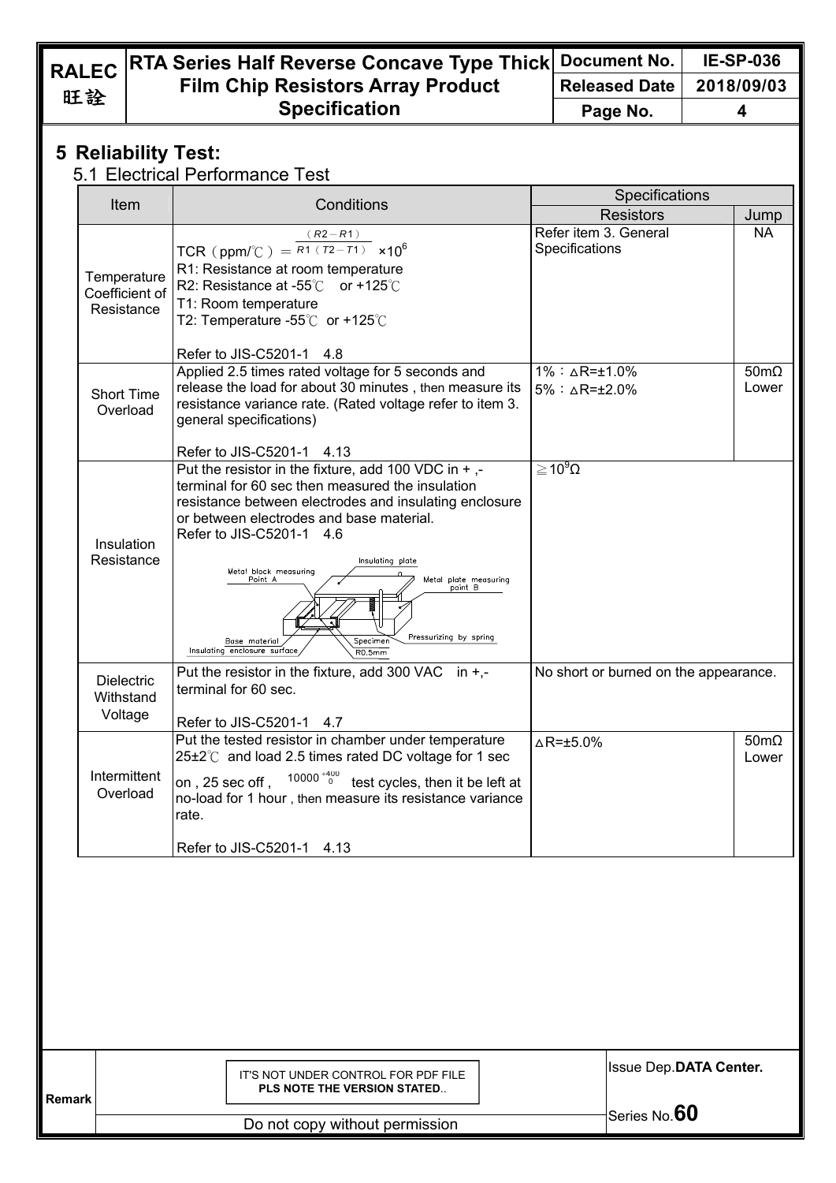# 5 Reliability Test:

## 5.1 Electrical Performance Test

| Item | Conditions | Specifications | |
|---|---|---|---|
| | | Resistors | Jump |
| Temperature Coefficient of Resistance | TCR（ppm/℃）$= \frac{(R2-R1)}{R1(T2-T1)} \times 10^6$<br>R1: Resistance at room temperature<br>R2: Resistance at -55℃ or +125℃<br>T1: Room temperature<br>T2: Temperature -55℃ or +125℃<br><br>Refer to JIS-C5201-1 4.8 | Refer item 3. General Specifications | NA |
| Short Time Overload | Applied 2.5 times rated voltage for 5 seconds and release the load for about 30 minutes , then measure its resistance variance rate. (Rated voltage refer to item 3. general specifications)<br><br>Refer to JIS-C5201-1 4.13 | 1%：△R=±1.0%<br>5%：△R=±2.0% | 50mΩ Lower |
| Insulation Resistance | Put the resistor in the fixture, add 100 VDC in + ,- terminal for 60 sec then measured the insulation resistance between electrodes and insulating enclosure or between electrodes and base material.<br>Refer to JIS-C5201-1 4.6<br>(Figure labels: Metal block measuring Point A; Insulating plate; Metal plate measuring point B; Base material; Insulating enclosure surface; Specimen; R0.5mm; Pressurizing by spring) | ≧$10^9$Ω | |
| Dielectric Withstand Voltage | Put the resistor in the fixture, add 300 VAC in +,- terminal for 60 sec.<br><br>Refer to JIS-C5201-1 4.7 | No short or burned on the appearance. | |
| Intermittent Overload | Put the tested resistor in chamber under temperature 25±2℃ and load 2.5 times rated DC voltage for 1 sec on , 25 sec off , $10000^{+400}_{0}$ test cycles, then it be left at no-load for 1 hour , then measure its resistance variance rate.<br><br>Refer to JIS-C5201-1 4.13 | △R=±5.0% | 50mΩ Lower |

Remark

IT'S NOT UNDER CONTROL FOR PDF FILE
**PLS NOTE THE VERSION STATED**..

Do not copy without permission

Issue Dep.**DATA Center.**

Series No.**60**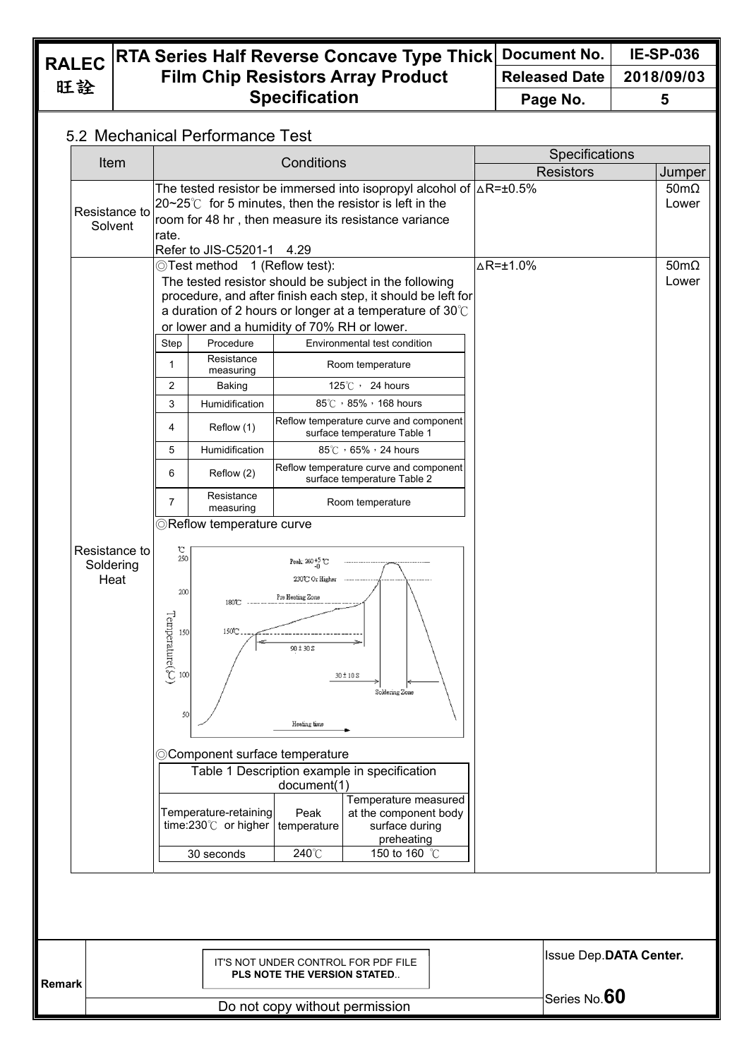## 5.2 Mechanical Performance Test

| Item | Conditions | Specifications | |
|---|---|---|---|
| | | Resistors | Jumper |
| Resistance to Solvent | The tested resistor be immersed into isopropyl alcohol of 20~25℃ for 5 minutes, then the resistor is left in the room for 48 hr , then measure its resistance variance rate.<br>Refer to JIS-C5201-1 4.29 | △R=±0.5% | 50mΩ Lower |
| Resistance to Soldering Heat | ◎Test method 1 (Reflow test):<br>The tested resistor should be subject in the following procedure, and after finish each step, it should be left for a duration of 2 hours or longer at a temperature of 30℃ or lower and a humidity of 70% RH or lower.<br>(see step table below)<br>◎Reflow temperature curve<br>(see reflow curve below)<br>◎Component surface temperature<br>(see Table 1 below) | △R=±1.0% | 50mΩ Lower |

| Step | Procedure | Environmental test condition |
|---|---|---|
| 1 | Resistance measuring | Room temperature |
| 2 | Baking | 125℃， 24 hours |
| 3 | Humidification | 85℃，85%，168 hours |
| 4 | Reflow (1) | Reflow temperature curve and component surface temperature Table 1 |
| 5 | Humidification | 85℃，65%，24 hours |
| 6 | Reflow (2) | Reflow temperature curve and component surface temperature Table 2 |
| 7 | Resistance measuring | Room temperature |

◎Reflow temperature curve

Temperature(℃): 250, 200, 150, 100, 50
Peak: $260^{+5}_{-0}$ ℃
230℃ Or Higher
Pre Heating Zone
180℃
150℃
90 ± 30 S
30 ± 10 S
Soldering Zone
Heating time

◎Component surface temperature

| Table 1 Description example in specification document(1) | | |
|---|---|---|
| Temperature-retaining time:230℃ or higher | Peak temperature | Temperature measured at the component body surface during preheating |
| 30 seconds | 240℃ | 150 to 160 ℃ |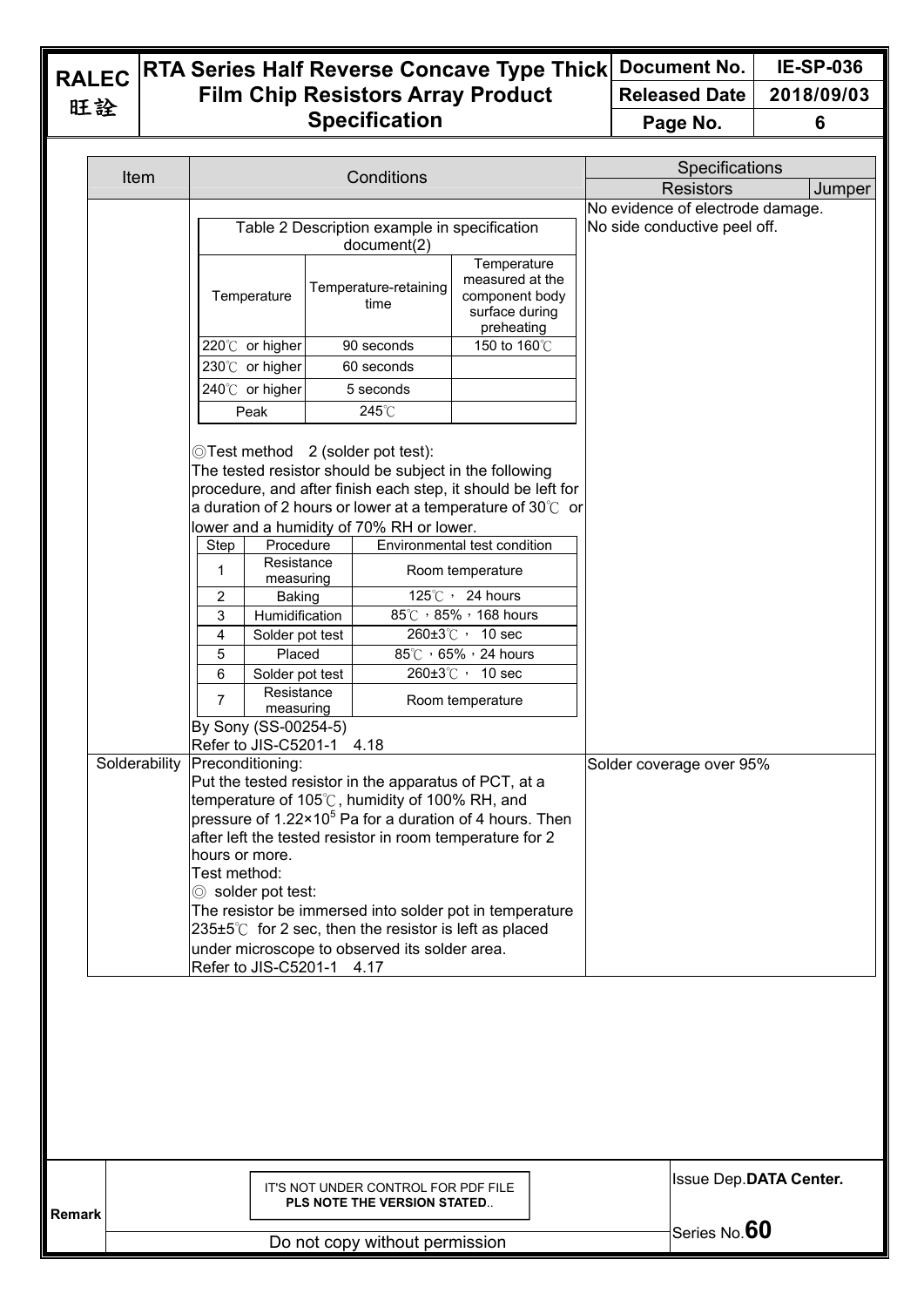| Item | Conditions | Specifications | |
|---|---|---|---|
| | | Resistors | Jumper |
| | Table 2 Description example in specification document(2)<br><br>Temperature / Temperature-retaining time / Temperature measured at the component body surface during preheating<br>220℃ or higher / 90 seconds / 150 to 160℃<br>230℃ or higher / 60 seconds /<br>240℃ or higher / 5 seconds /<br>Peak / 245℃ /<br><br>◎Test method 2 (solder pot test):<br>The tested resistor should be subject in the following procedure, and after finish each step, it should be left for a duration of 2 hours or lower at a temperature of 30℃ or lower and a humidity of 70% RH or lower.<br><br>Step / Procedure / Environmental test condition<br>1 / Resistance measuring / Room temperature<br>2 / Baking / 125℃， 24 hours<br>3 / Humidification / 85℃，85%，168 hours<br>4 / Solder pot test / 260±3℃， 10 sec<br>5 / Placed / 85℃，65%，24 hours<br>6 / Solder pot test / 260±3℃， 10 sec<br>7 / Resistance measuring / Room temperature<br><br>By Sony (SS-00254-5)<br>Refer to JIS-C5201-1 4.18 | No evidence of electrode damage.<br>No side conductive peel off. | |
| Solderability | Preconditioning:<br>Put the tested resistor in the apparatus of PCT, at a temperature of 105℃, humidity of 100% RH, and pressure of $1.22 \times 10^5$ Pa for a duration of 4 hours. Then after left the tested resistor in room temperature for 2 hours or more.<br>Test method:<br>◎ solder pot test:<br>The resistor be immersed into solder pot in temperature 235±5℃ for 2 sec, then the resistor is left as placed under microscope to observed its solder area.<br>Refer to JIS-C5201-1 4.17 | Solder coverage over 95% | |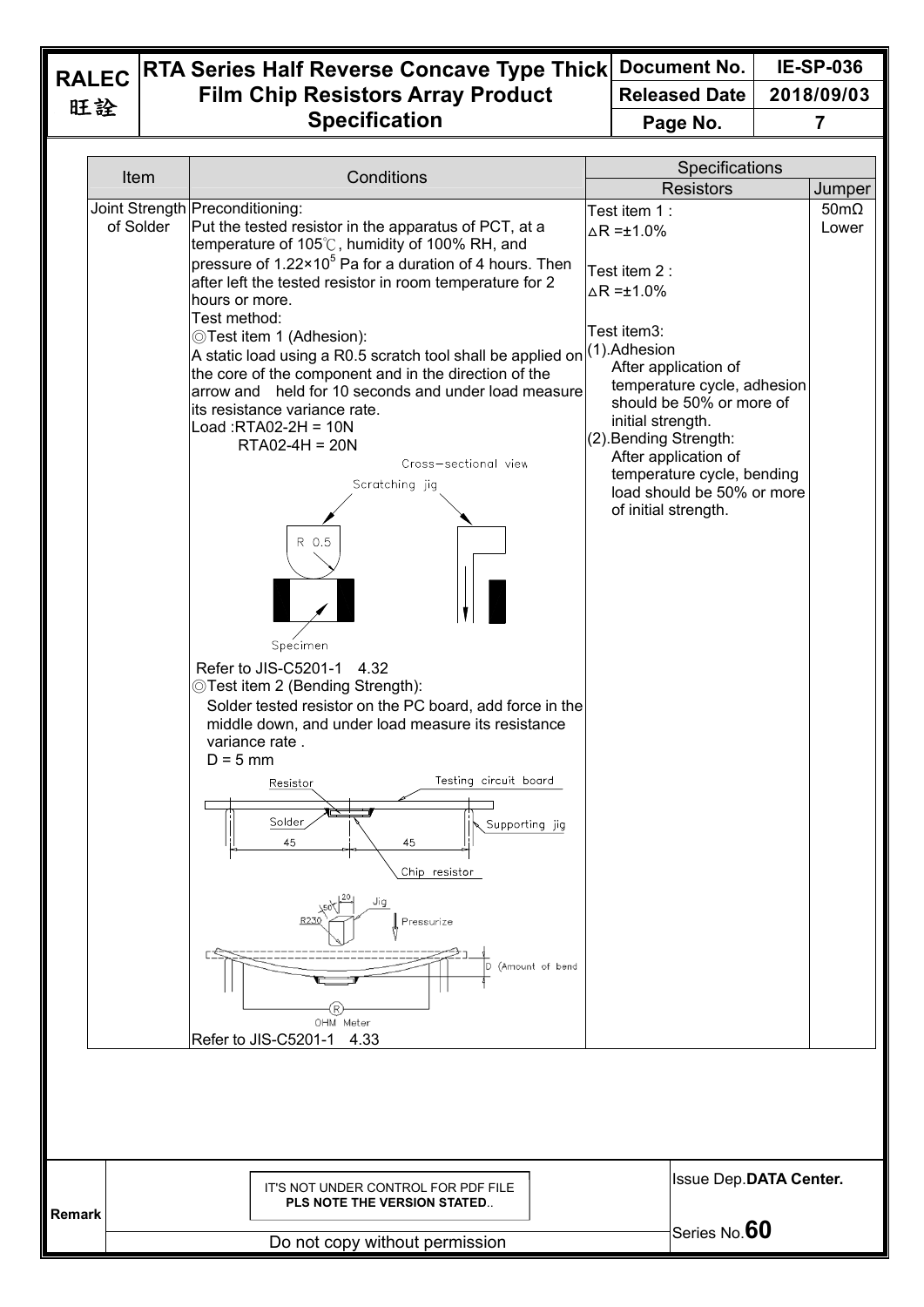| Item | Conditions | Specifications | |
|---|---|---|---|
| | | Resistors | Jumper |
| Joint Strength of Solder | Preconditioning:<br>Put the tested resistor in the apparatus of PCT, at a temperature of 105℃, humidity of 100% RH, and pressure of $1.22\times10^5$ Pa for a duration of 4 hours. Then after left the tested resistor in room temperature for 2 hours or more.<br>Test method:<br>◎Test item 1 (Adhesion):<br>A static load using a R0.5 scratch tool shall be applied on the core of the component and in the direction of the arrow and held for 10 seconds and under load measure its resistance variance rate.<br>Load :RTA02-2H = 10N<br>RTA02-4H = 20N<br>Refer to JIS-C5201-1 4.32<br>◎Test item 2 (Bending Strength):<br>Solder tested resistor on the PC board, add force in the middle down, and under load measure its resistance variance rate .<br>D = 5 mm<br>Refer to JIS-C5201-1 4.33 | Test item 1 :<br>△R =±1.0%<br><br>Test item 2 :<br>△R =±1.0%<br><br>Test item3:<br>(1).Adhesion<br>After application of temperature cycle, adhesion should be 50% or more of initial strength.<br>(2).Bending Strength:<br>After application of temperature cycle, bending load should be 50% or more of initial strength. | 50mΩ Lower |

IT'S NOT UNDER CONTROL FOR PDF FILE
**PLS NOTE THE VERSION STATED**..

Issue Dep.**DATA Center.**

Series No.**60**

Do not copy without permission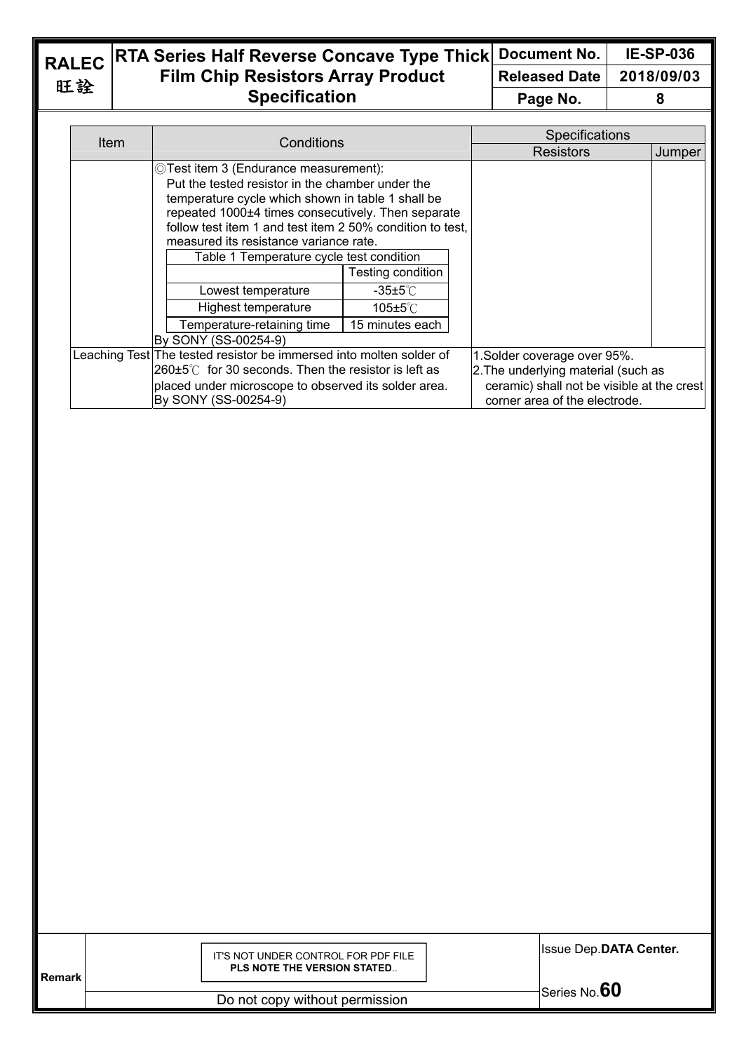| Item | Conditions | Specifications | |
|---|---|---|---|
| | | Resistors | Jumper |
| | ◎Test item 3 (Endurance measurement): Put the tested resistor in the chamber under the temperature cycle which shown in table 1 shall be repeated 1000±4 times consecutively. Then separate follow test item 1 and test item 2 50% condition to test, measured its resistance variance rate.<br>Table 1 Temperature cycle test condition<br>(Testing condition) Lowest temperature: -35±5℃; Highest temperature: 105±5℃; Temperature-retaining time: 15 minutes each<br>By SONY (SS-00254-9) | | |
| Leaching Test | The tested resistor be immersed into molten solder of 260±5℃ for 30 seconds. Then the resistor is left as placed under microscope to observed its solder area.<br>By SONY (SS-00254-9) | 1.Solder coverage over 95%.<br>2.The underlying material (such as ceramic) shall not be visible at the crest corner area of the electrode. | |

Table 1 Temperature cycle test condition

| | Testing condition |
|---|---|
| Lowest temperature | -35±5℃ |
| Highest temperature | 105±5℃ |
| Temperature-retaining time | 15 minutes each |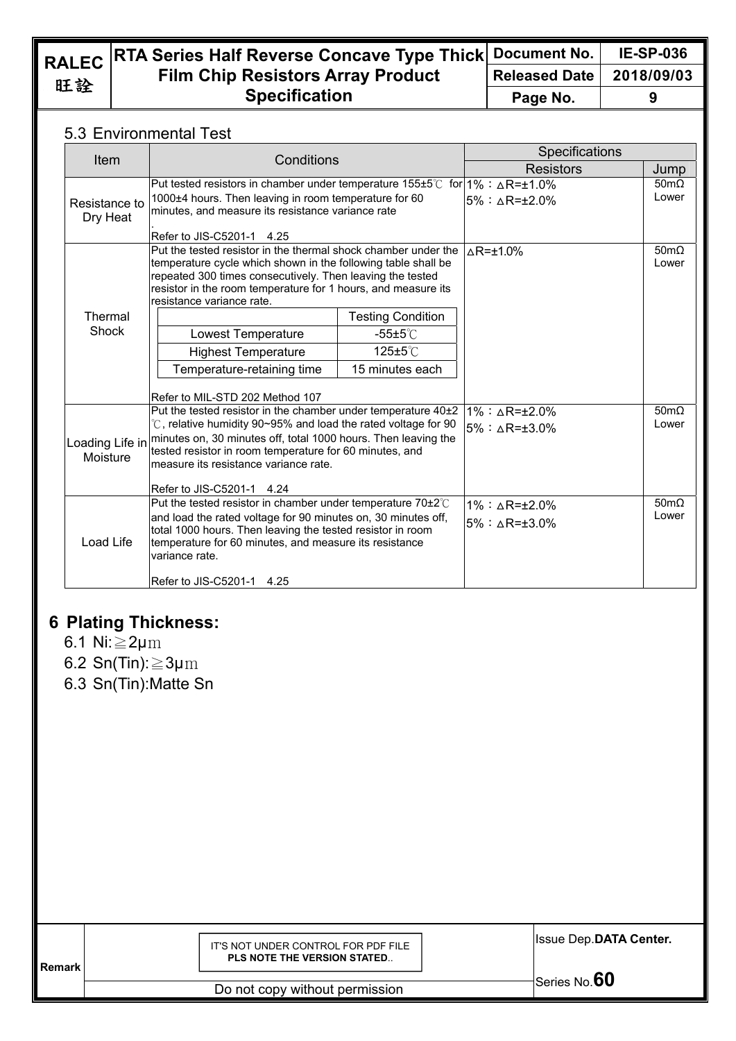### 5.3 Environmental Test

| Item | Conditions | Specifications | |
|---|---|---|---|
| | | Resistors | Jump |
| Resistance to Dry Heat | Put tested resistors in chamber under temperature 155±5℃ for 1000±4 hours. Then leaving in room temperature for 60 minutes, and measure its resistance variance rate<br>.<br>Refer to JIS-C5201-1 4.25 | 1%：△R=±1.0%<br>5%：△R=±2.0% | 50mΩ Lower |
| Thermal Shock | Put the tested resistor in the thermal shock chamber under the temperature cycle which shown in the following table shall be repeated 300 times consecutively. Then leaving the tested resistor in the room temperature for 1 hours, and measure its resistance variance rate.<br>(Testing Condition: Lowest Temperature -55±5℃; Highest Temperature 125±5℃; Temperature-retaining time 15 minutes each)<br>Refer to MIL-STD 202 Method 107 | △R=±1.0% | 50mΩ Lower |
| Loading Life in Moisture | Put the tested resistor in the chamber under temperature 40±2℃, relative humidity 90~95% and load the rated voltage for 90 minutes on, 30 minutes off, total 1000 hours. Then leaving the tested resistor in room temperature for 60 minutes, and measure its resistance variance rate.<br>Refer to JIS-C5201-1 4.24 | 1%：△R=±2.0%<br>5%：△R=±3.0% | 50mΩ Lower |
| Load Life | Put the tested resistor in chamber under temperature 70±2℃ and load the rated voltage for 90 minutes on, 30 minutes off, total 1000 hours. Then leaving the tested resistor in room temperature for 60 minutes, and measure its resistance variance rate.<br>Refer to JIS-C5201-1 4.25 | 1%：△R=±2.0%<br>5%：△R=±3.0% | 50mΩ Lower |

Thermal Shock test conditions:

| | Testing Condition |
|---|---|
| Lowest Temperature | -55±5℃ |
| Highest Temperature | 125±5℃ |
| Temperature-retaining time | 15 minutes each |

## 6 Plating Thickness:

6.1 Ni:≧2μm

6.2 Sn(Tin):≧3μm

6.3 Sn(Tin):Matte Sn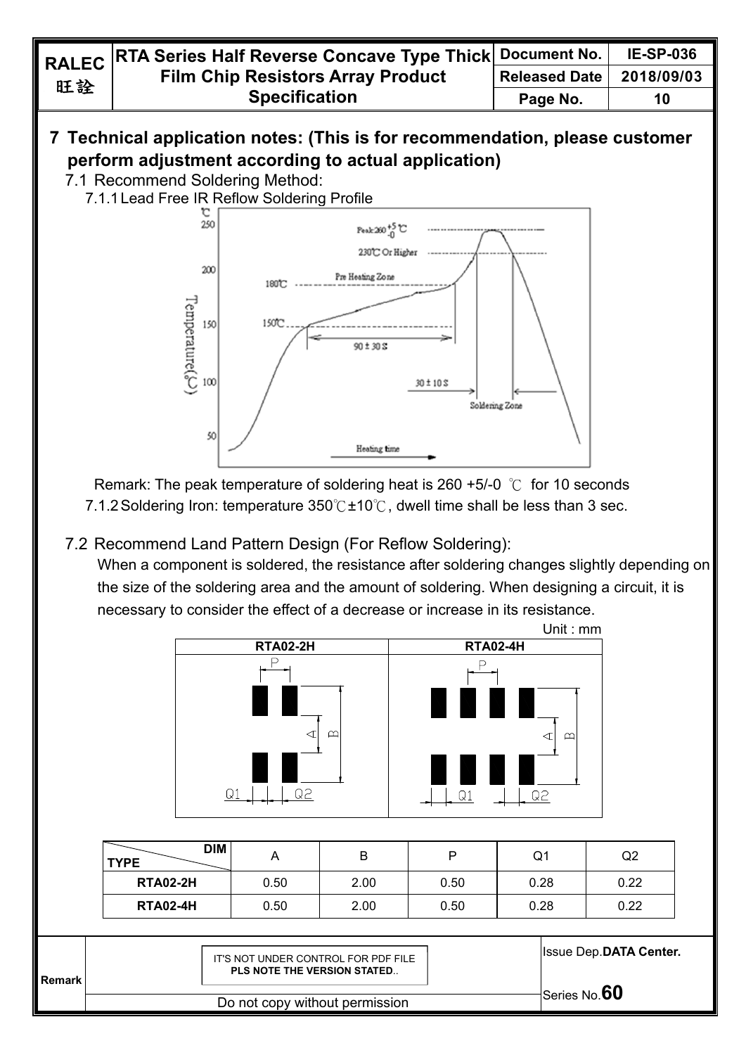## 7 Technical application notes: (This is for recommendation, please customer perform adjustment according to actual application)

7.1 Recommend Soldering Method:

7.1.1 Lead Free IR Reflow Soldering Profile

Remark: The peak temperature of soldering heat is 260 +5/-0 ℃ for 10 seconds

7.1.2 Soldering Iron: temperature 350℃±10℃, dwell time shall be less than 3 sec.

7.2 Recommend Land Pattern Design (For Reflow Soldering):

When a component is soldered, the resistance after soldering changes slightly depending on the size of the soldering area and the amount of soldering. When designing a circuit, it is necessary to consider the effect of a decrease or increase in its resistance.

Unit : mm

| TYPE \ DIM | A | B | P | Q1 | Q2 |
|---|---|---|---|---|---|
| RTA02-2H | 0.50 | 2.00 | 0.50 | 0.28 | 0.22 |
| RTA02-4H | 0.50 | 2.00 | 0.50 | 0.28 | 0.22 |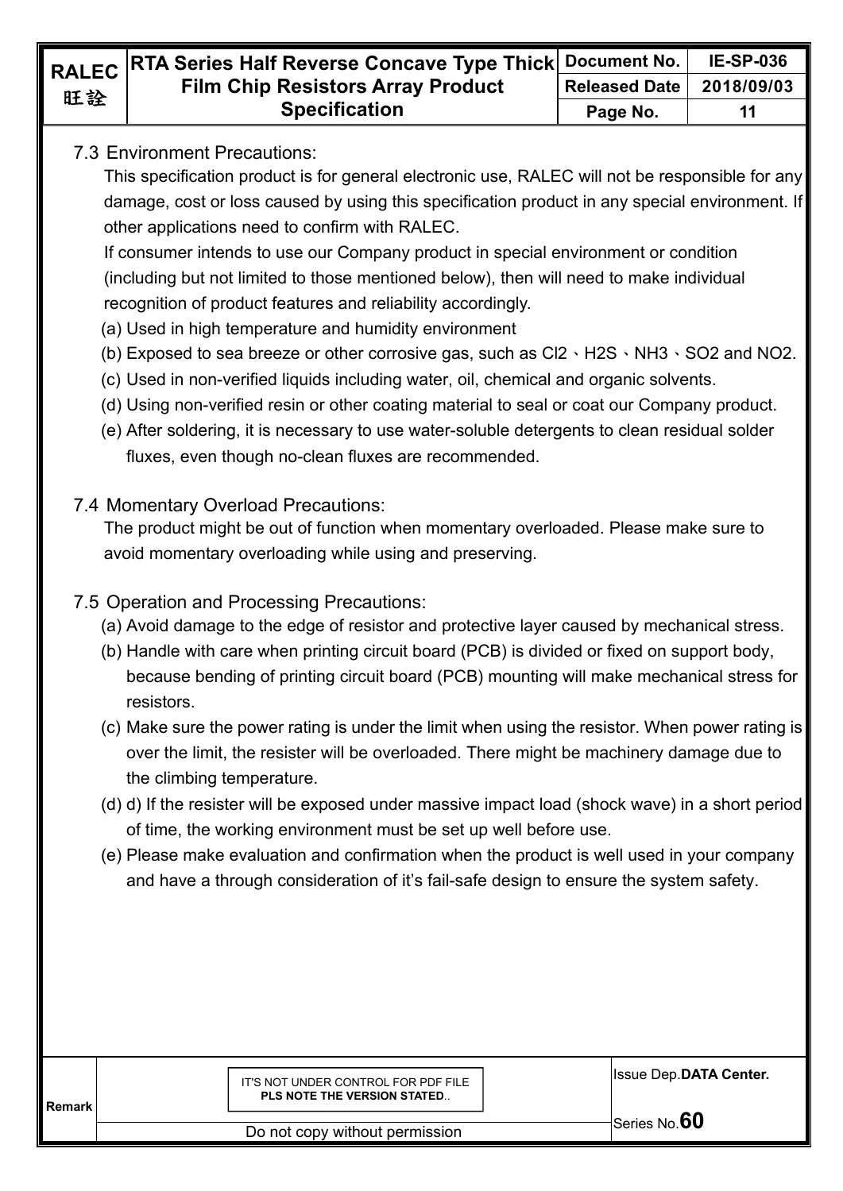7.3 Environment Precautions:

This specification product is for general electronic use, RALEC will not be responsible for any damage, cost or loss caused by using this specification product in any special environment. If other applications need to confirm with RALEC.

If consumer intends to use our Company product in special environment or condition (including but not limited to those mentioned below), then will need to make individual recognition of product features and reliability accordingly.

(a) Used in high temperature and humidity environment

(b) Exposed to sea breeze or other corrosive gas, such as $Cl_2$、$H_2S$、$NH_3$、$SO_2$ and $NO_2$.

(c) Used in non-verified liquids including water, oil, chemical and organic solvents.

(d) Using non-verified resin or other coating material to seal or coat our Company product.

(e) After soldering, it is necessary to use water-soluble detergents to clean residual solder fluxes, even though no-clean fluxes are recommended.

7.4 Momentary Overload Precautions:

The product might be out of function when momentary overloaded. Please make sure to avoid momentary overloading while using and preserving.

7.5 Operation and Processing Precautions:

(a) Avoid damage to the edge of resistor and protective layer caused by mechanical stress.

(b) Handle with care when printing circuit board (PCB) is divided or fixed on support body, because bending of printing circuit board (PCB) mounting will make mechanical stress for resistors.

(c) Make sure the power rating is under the limit when using the resistor. When power rating is over the limit, the resister will be overloaded. There might be machinery damage due to the climbing temperature.

(d) d) If the resister will be exposed under massive impact load (shock wave) in a short period of time, the working environment must be set up well before use.

(e) Please make evaluation and confirmation when the product is well used in your company and have a through consideration of it's fail-safe design to ensure the system safety.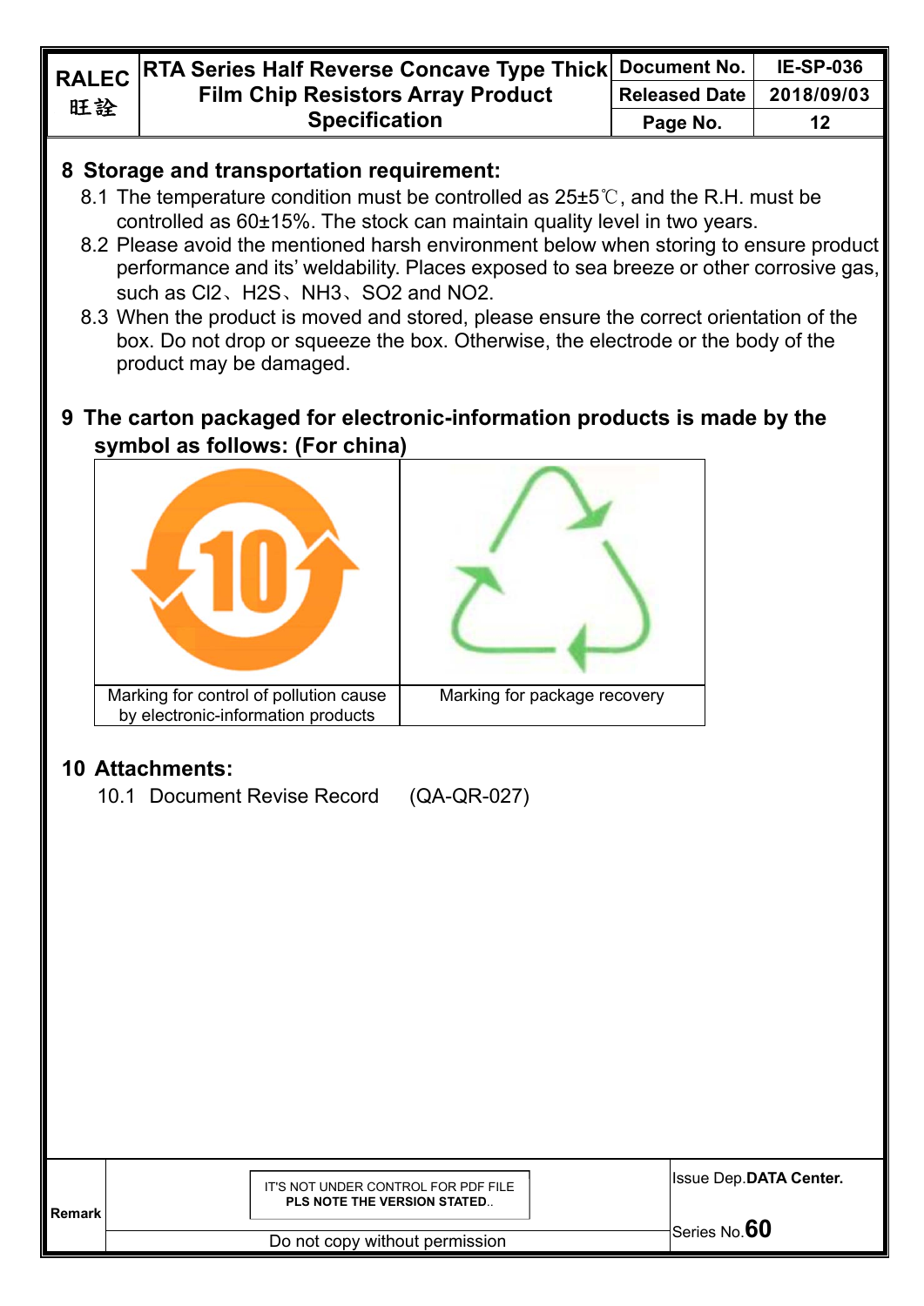## 8 Storage and transportation requirement:

8.1 The temperature condition must be controlled as 25±5℃, and the R.H. must be controlled as 60±15%. The stock can maintain quality level in two years.

8.2 Please avoid the mentioned harsh environment below when storing to ensure product performance and its' weldability. Places exposed to sea breeze or other corrosive gas, such as $Cl_2$、$H_2S$、$NH_3$、$SO_2$ and $NO_2$.

8.3 When the product is moved and stored, please ensure the correct orientation of the box. Do not drop or squeeze the box. Otherwise, the electrode or the body of the product may be damaged.

## 9 The carton packaged for electronic-information products is made by the symbol as follows: (For china)

| | |
|---|---|
| | |
| Marking for control of pollution cause by electronic-information products | Marking for package recovery |

## 10 Attachments:

10.1 Document Revise Record (QA-QR-027)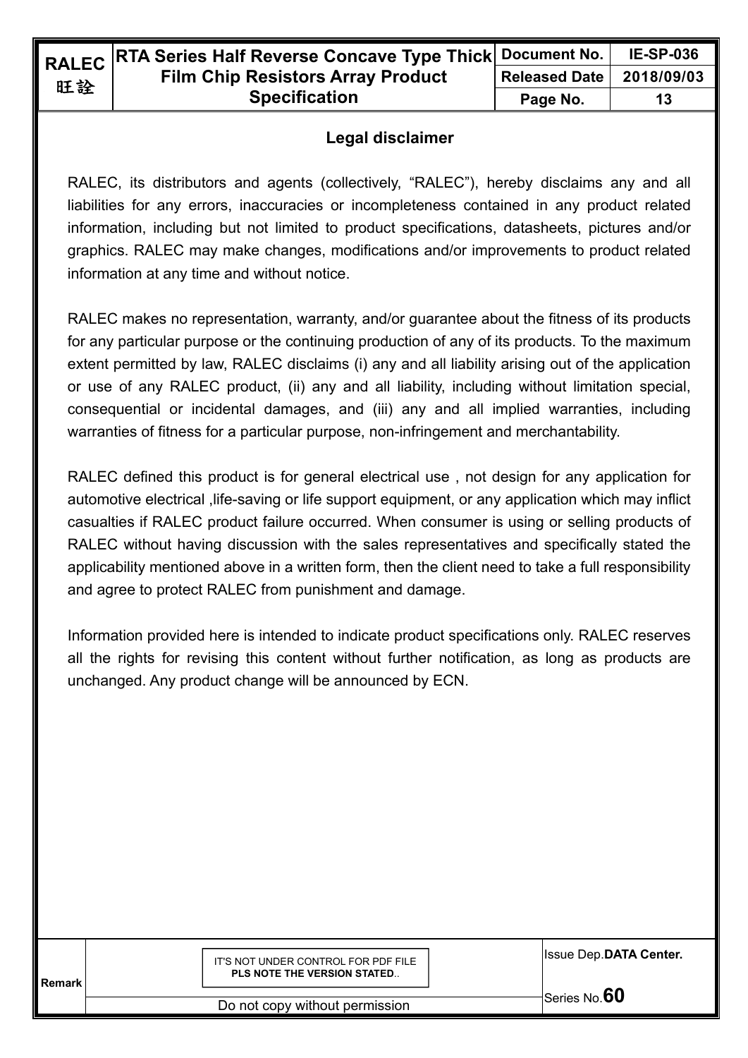## Legal disclaimer

RALEC, its distributors and agents (collectively, "RALEC"), hereby disclaims any and all liabilities for any errors, inaccuracies or incompleteness contained in any product related information, including but not limited to product specifications, datasheets, pictures and/or graphics. RALEC may make changes, modifications and/or improvements to product related information at any time and without notice.

RALEC makes no representation, warranty, and/or guarantee about the fitness of its products for any particular purpose or the continuing production of any of its products. To the maximum extent permitted by law, RALEC disclaims (i) any and all liability arising out of the application or use of any RALEC product, (ii) any and all liability, including without limitation special, consequential or incidental damages, and (iii) any and all implied warranties, including warranties of fitness for a particular purpose, non-infringement and merchantability.

RALEC defined this product is for general electrical use , not design for any application for automotive electrical ,life-saving or life support equipment, or any application which may inflict casualties if RALEC product failure occurred. When consumer is using or selling products of RALEC without having discussion with the sales representatives and specifically stated the applicability mentioned above in a written form, then the client need to take a full responsibility and agree to protect RALEC from punishment and damage.

Information provided here is intended to indicate product specifications only. RALEC reserves all the rights for revising this content without further notification, as long as products are unchanged. Any product change will be announced by ECN.